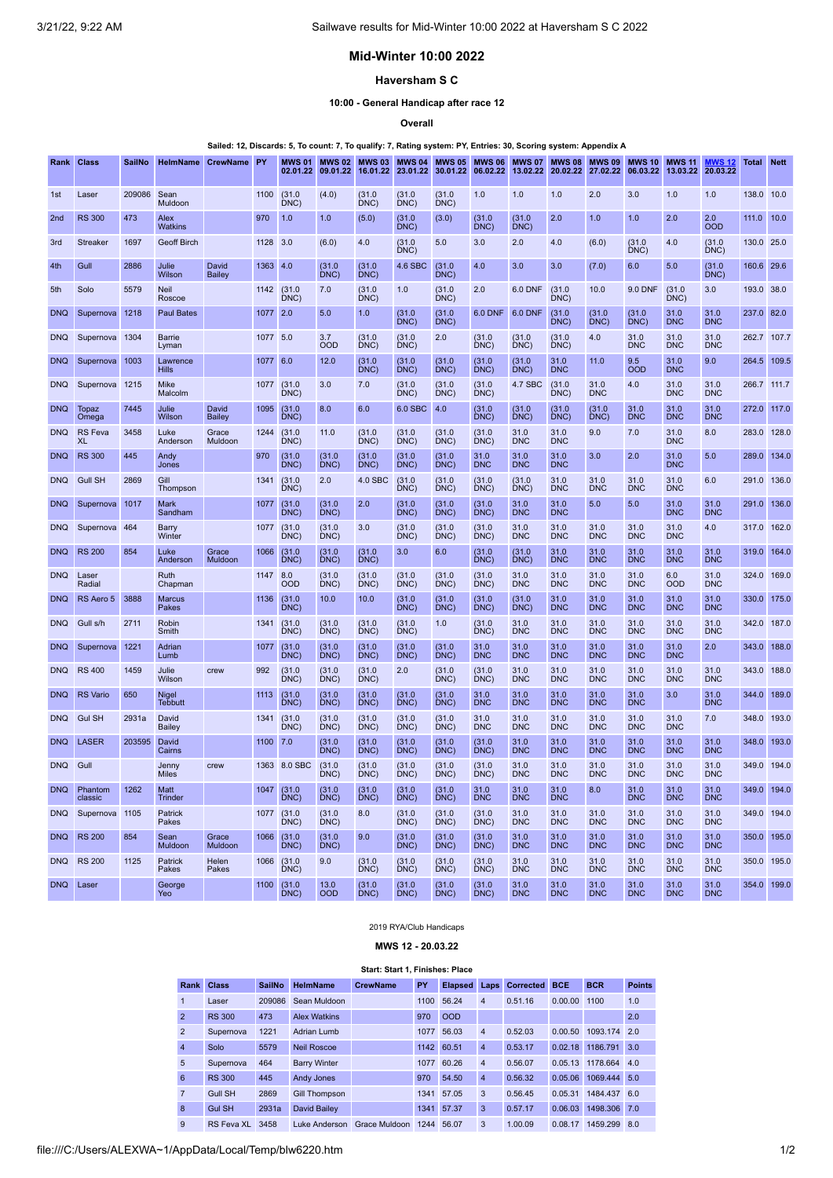# Mid-Winter 10:00 2022

## Haversham S C

### 10:00 - General Handicap after race 12

#### Overall

**Sailed: 12, Discards: 5, To count: 7, To qualify: 7, Rating system: PY, Entries: 30, Scoring system: Appendix A**

| Rank | Class | SailNo | HelmName | CrewName | PY | MWS 01 02.01.22 | MWS 02 09.01.22 | MWS 03 16.01.22 | MWS 04 23.01.22 | MWS 05 30.01.22 | MWS 06 06.02.22 | MWS 07 13.02.22 | MWS 08 20.02.22 | MWS 09 27.02.22 | MWS 10 06.03.22 | MWS 11 13.03.22 | MWS 12 20.03.22 | Total | Nett |
|---|---|---|---|---|---|---|---|---|---|---|---|---|---|---|---|---|---|---|---|
| 1st | Laser | 209086 | Sean Muldoon | | 1100 | (31.0 DNC) | (4.0) | (31.0 DNC) | (31.0 DNC) | (31.0 DNC) | 1.0 | 1.0 | 1.0 | 2.0 | 3.0 | 1.0 | 1.0 | 138.0 | 10.0 |
| 2nd | RS 300 | 473 | Alex Watkins | | 970 | 1.0 | 1.0 | (5.0) | (31.0 DNC) | (3.0) | (31.0 DNC) | (31.0 DNC) | 2.0 | 1.0 | 1.0 | 2.0 | 2.0 OOD | 111.0 | 10.0 |
| 3rd | Streaker | 1697 | Geoff Birch | | 1128 | 3.0 | (6.0) | 4.0 | (31.0 DNC) | 5.0 | 3.0 | 2.0 | 4.0 | (6.0) | (31.0 DNC) | 4.0 | (31.0 DNC) | 130.0 | 25.0 |
| 4th | Gull | 2886 | Julie Wilson | David Bailey | 1363 | 4.0 | (31.0 DNC) | (31.0 DNC) | 4.6 SBC | (31.0 DNC) | 4.0 | 3.0 | 3.0 | (7.0) | 6.0 | 5.0 | (31.0 DNC) | 160.6 | 29.6 |
| 5th | Solo | 5579 | Neil Roscoe | | 1142 | (31.0 DNC) | 7.0 | (31.0 DNC) | 1.0 | (31.0 DNC) | 2.0 | 6.0 DNF | (31.0 DNC) | 10.0 | 9.0 DNF | (31.0 DNC) | 3.0 | 193.0 | 38.0 |
| DNQ | Supernova | 1218 | Paul Bates | | 1077 | 2.0 | 5.0 | 1.0 | (31.0 DNC) | (31.0 DNC) | 6.0 DNF | 6.0 DNF | (31.0 DNC) | (31.0 DNC) | (31.0 DNC) | 31.0 DNC | 31.0 DNC | 237.0 | 82.0 |
| DNQ | Supernova | 1304 | Barrie Lyman | | 1077 | 5.0 | 3.7 OOD | (31.0 DNC) | (31.0 DNC) | 2.0 | (31.0 DNC) | (31.0 DNC) | (31.0 DNC) | 4.0 | 31.0 DNC | 31.0 DNC | 31.0 DNC | 262.7 | 107.7 |
| DNQ | Supernova | 1003 | Lawrence Hills | | 1077 | 6.0 | 12.0 | (31.0 DNC) | (31.0 DNC) | (31.0 DNC) | (31.0 DNC) | (31.0 DNC) | 31.0 DNC | 11.0 | 9.5 OOD | 31.0 DNC | 9.0 | 264.5 | 109.5 |
| DNQ | Supernova | 1215 | Mike Malcolm | | 1077 | (31.0 DNC) | 3.0 | 7.0 | (31.0 DNC) | (31.0 DNC) | (31.0 DNC) | 4.7 SBC | (31.0 DNC) | 31.0 DNC | 4.0 | 31.0 DNC | 31.0 DNC | 266.7 | 111.7 |
| DNQ | Topaz Omega | 7445 | Julie Wilson | David Bailey | 1095 | (31.0 DNC) | 8.0 | 6.0 | 6.0 SBC | 4.0 | (31.0 DNC) | (31.0 DNC) | (31.0 DNC) | (31.0 DNC) | 31.0 DNC | 31.0 DNC | 31.0 DNC | 272.0 | 117.0 |
| DNQ | RS Feva XL | 3458 | Luke Anderson | Grace Muldoon | 1244 | (31.0 DNC) | 11.0 | (31.0 DNC) | (31.0 DNC) | (31.0 DNC) | (31.0 DNC) | 31.0 DNC | 31.0 DNC | 9.0 | 7.0 | 31.0 DNC | 8.0 | 283.0 | 128.0 |
| DNQ | RS 300 | 445 | Andy Jones | | 970 | (31.0 DNC) | (31.0 DNC) | (31.0 DNC) | (31.0 DNC) | (31.0 DNC) | 31.0 DNC | 31.0 DNC | 31.0 DNC | 3.0 | 2.0 | 31.0 DNC | 5.0 | 289.0 | 134.0 |
| DNQ | Gull SH | 2869 | Gill Thompson | | 1341 | (31.0 DNC) | 2.0 | 4.0 SBC | (31.0 DNC) | (31.0 DNC) | (31.0 DNC) | (31.0 DNC) | 31.0 DNC | 31.0 DNC | 31.0 DNC | 31.0 DNC | 6.0 | 291.0 | 136.0 |
| DNQ | Supernova | 1017 | Mark Sandham | | 1077 | (31.0 DNC) | (31.0 DNC) | 2.0 | (31.0 DNC) | (31.0 DNC) | (31.0 DNC) | 31.0 DNC | 31.0 DNC | 5.0 | 5.0 | 31.0 DNC | 31.0 DNC | 291.0 | 136.0 |
| DNQ | Supernova | 464 | Barry Winter | | 1077 | (31.0 DNC) | (31.0 DNC) | 3.0 | (31.0 DNC) | (31.0 DNC) | (31.0 DNC) | 31.0 DNC | 31.0 DNC | 31.0 DNC | 31.0 DNC | 31.0 DNC | 4.0 | 317.0 | 162.0 |
| DNQ | RS 200 | 854 | Luke Anderson | Grace Muldoon | 1066 | (31.0 DNC) | (31.0 DNC) | (31.0 DNC) | 3.0 | 6.0 | (31.0 DNC) | (31.0 DNC) | 31.0 DNC | 31.0 DNC | 31.0 DNC | 31.0 DNC | 31.0 DNC | 319.0 | 164.0 |
| DNQ | Laser Radial | | Ruth Chapman | | 1147 | 8.0 OOD | (31.0 DNC) | (31.0 DNC) | (31.0 DNC) | (31.0 DNC) | (31.0 DNC) | 31.0 DNC | 31.0 DNC | 31.0 DNC | 31.0 DNC | 6.0 OOD | 31.0 DNC | 324.0 | 169.0 |
| DNQ | RS Aero 5 | 3888 | Marcus Pakes | | 1136 | (31.0 DNC) | 10.0 | 10.0 | (31.0 DNC) | (31.0 DNC) | (31.0 DNC) | (31.0 DNC) | 31.0 DNC | 31.0 DNC | 31.0 DNC | 31.0 DNC | 31.0 DNC | 330.0 | 175.0 |
| DNQ | Gull s/h | 2711 | Robin Smith | | 1341 | (31.0 DNC) | (31.0 DNC) | (31.0 DNC) | (31.0 DNC) | 1.0 | (31.0 DNC) | 31.0 DNC | 31.0 DNC | 31.0 DNC | 31.0 DNC | 31.0 DNC | 31.0 DNC | 342.0 | 187.0 |
| DNQ | Supernova | 1221 | Adrian Lumb | | 1077 | (31.0 DNC) | (31.0 DNC) | (31.0 DNC) | (31.0 DNC) | (31.0 DNC) | 31.0 DNC | 31.0 DNC | 31.0 DNC | 31.0 DNC | 31.0 DNC | 31.0 DNC | 2.0 | 343.0 | 188.0 |
| DNQ | RS 400 | 1459 | Julie Wilson | crew | 992 | (31.0 DNC) | (31.0 DNC) | (31.0 DNC) | 2.0 | (31.0 DNC) | (31.0 DNC) | 31.0 DNC | 31.0 DNC | 31.0 DNC | 31.0 DNC | 31.0 DNC | 31.0 DNC | 343.0 | 188.0 |
| DNQ | RS Vario | 650 | Nigel Tebbutt | | 1113 | (31.0 DNC) | (31.0 DNC) | (31.0 DNC) | (31.0 DNC) | (31.0 DNC) | 31.0 DNC | 31.0 DNC | 31.0 DNC | 31.0 DNC | 31.0 DNC | 3.0 | 31.0 DNC | 344.0 | 189.0 |
| DNQ | Gul SH | 2931a | David Bailey | | 1341 | (31.0 DNC) | (31.0 DNC) | (31.0 DNC) | (31.0 DNC) | (31.0 DNC) | 31.0 DNC | 31.0 DNC | 31.0 DNC | 31.0 DNC | 31.0 DNC | 31.0 DNC | 7.0 | 348.0 | 193.0 |
| DNQ | LASER | 203595 | David Cairns | | 1100 | 7.0 | (31.0 DNC) | (31.0 DNC) | (31.0 DNC) | (31.0 DNC) | (31.0 DNC) | 31.0 DNC | 31.0 DNC | 31.0 DNC | 31.0 DNC | 31.0 DNC | 31.0 DNC | 348.0 | 193.0 |
| DNQ | Gull | | Jenny Miles | crew | 1363 | 8.0 SBC | (31.0 DNC) | (31.0 DNC) | (31.0 DNC) | (31.0 DNC) | (31.0 DNC) | 31.0 DNC | 31.0 DNC | 31.0 DNC | 31.0 DNC | 31.0 DNC | 31.0 DNC | 349.0 | 194.0 |
| DNQ | Phantom classic | 1262 | Matt Trinder | | 1047 | (31.0 DNC) | (31.0 DNC) | (31.0 DNC) | (31.0 DNC) | (31.0 DNC) | 31.0 DNC | 31.0 DNC | 31.0 DNC | 8.0 | 31.0 DNC | 31.0 DNC | 31.0 DNC | 349.0 | 194.0 |
| DNQ | Supernova | 1105 | Patrick Pakes | | 1077 | (31.0 DNC) | (31.0 DNC) | 8.0 | (31.0 DNC) | (31.0 DNC) | (31.0 DNC) | 31.0 DNC | 31.0 DNC | 31.0 DNC | 31.0 DNC | 31.0 DNC | 31.0 DNC | 349.0 | 194.0 |
| DNQ | RS 200 | 854 | Sean Muldoon | Grace Muldoon | 1066 | (31.0 DNC) | (31.0 DNC) | 9.0 | (31.0 DNC) | (31.0 DNC) | (31.0 DNC) | 31.0 DNC | 31.0 DNC | 31.0 DNC | 31.0 DNC | 31.0 DNC | 31.0 DNC | 350.0 | 195.0 |
| DNQ | RS 200 | 1125 | Patrick Pakes | Helen Pakes | 1066 | (31.0 DNC) | 9.0 | (31.0 DNC) | (31.0 DNC) | (31.0 DNC) | (31.0 DNC) | 31.0 DNC | 31.0 DNC | 31.0 DNC | 31.0 DNC | 31.0 DNC | 31.0 DNC | 350.0 | 195.0 |
| DNQ | Laser | | George Yeo | | 1100 | (31.0 DNC) | 13.0 OOD | (31.0 DNC) | (31.0 DNC) | (31.0 DNC) | (31.0 DNC) | 31.0 DNC | 31.0 DNC | 31.0 DNC | 31.0 DNC | 31.0 DNC | 31.0 DNC | 354.0 | 199.0 |

2019 RYA/Club Handicaps

#### MWS 12 - 20.03.22

**Start: Start 1, Finishes: Place**

| Rank | Class | SailNo | HelmName | CrewName | PY | Elapsed | Laps | Corrected | BCE | BCR | Points |
|---|---|---|---|---|---|---|---|---|---|---|---|
| 1 | Laser | 209086 | Sean Muldoon | | 1100 | 56.24 | 4 | 0.51.16 | 0.00.00 | 1100 | 1.0 |
| 2 | RS 300 | 473 | Alex Watkins | | 970 | OOD | | | | | 2.0 |
| 2 | Supernova | 1221 | Adrian Lumb | | 1077 | 56.03 | 4 | 0.52.03 | 0.00.50 | 1093.174 | 2.0 |
| 4 | Solo | 5579 | Neil Roscoe | | 1142 | 60.51 | 4 | 0.53.17 | 0.02.18 | 1186.791 | 3.0 |
| 5 | Supernova | 464 | Barry Winter | | 1077 | 60.26 | 4 | 0.56.07 | 0.05.13 | 1178.664 | 4.0 |
| 6 | RS 300 | 445 | Andy Jones | | 970 | 54.50 | 4 | 0.56.32 | 0.05.06 | 1069.444 | 5.0 |
| 7 | Gull SH | 2869 | Gill Thompson | | 1341 | 57.05 | 3 | 0.56.45 | 0.05.31 | 1484.437 | 6.0 |
| 8 | Gul SH | 2931a | David Bailey | | 1341 | 57.37 | 3 | 0.57.17 | 0.06.03 | 1498.306 | 7.0 |
| 9 | RS Feva XL | 3458 | Luke Anderson | Grace Muldoon | 1244 | 56.07 | 3 | 1.00.09 | 0.08.17 | 1459.299 | 8.0 |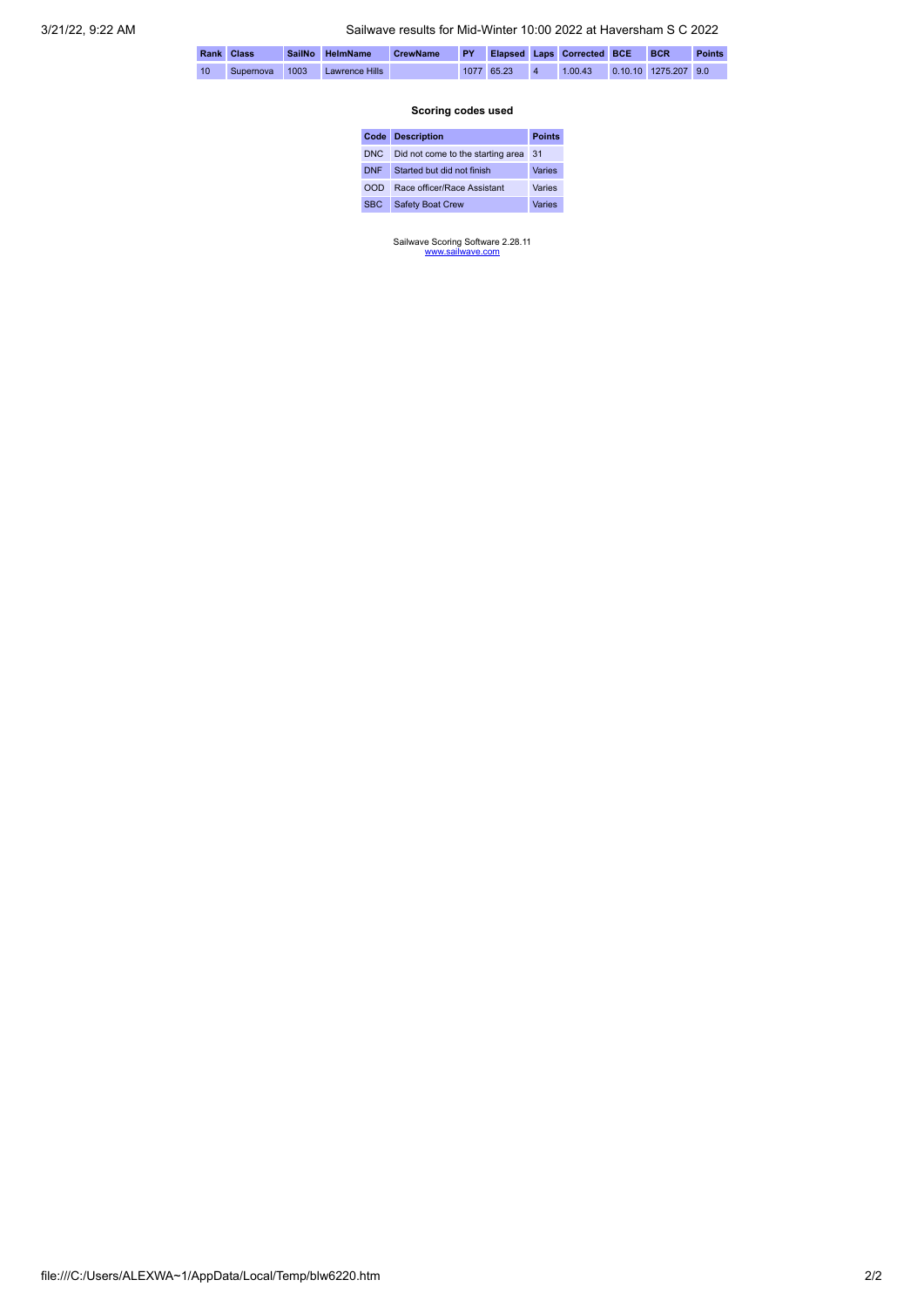| Rank | Class | SailNo | HelmName | CrewName | PY | Elapsed | Laps | Corrected | BCE | BCR | Points |
|---|---|---|---|---|---|---|---|---|---|---|---|
| 10 | Supernova | 1003 | Lawrence Hills | | 1077 | 65.23 | 4 | 1.00.43 | 0.10.10 | 1275.207 | 9.0 |

### Scoring codes used

| Code | Description | Points |
|---|---|---|
| DNC | Did not come to the starting area | 31 |
| DNF | Started but did not finish | Varies |
| OOD | Race officer/Race Assistant | Varies |
| SBC | Safety Boat Crew | Varies |

Sailwave Scoring Software 2.28.11
www.sailwave.com